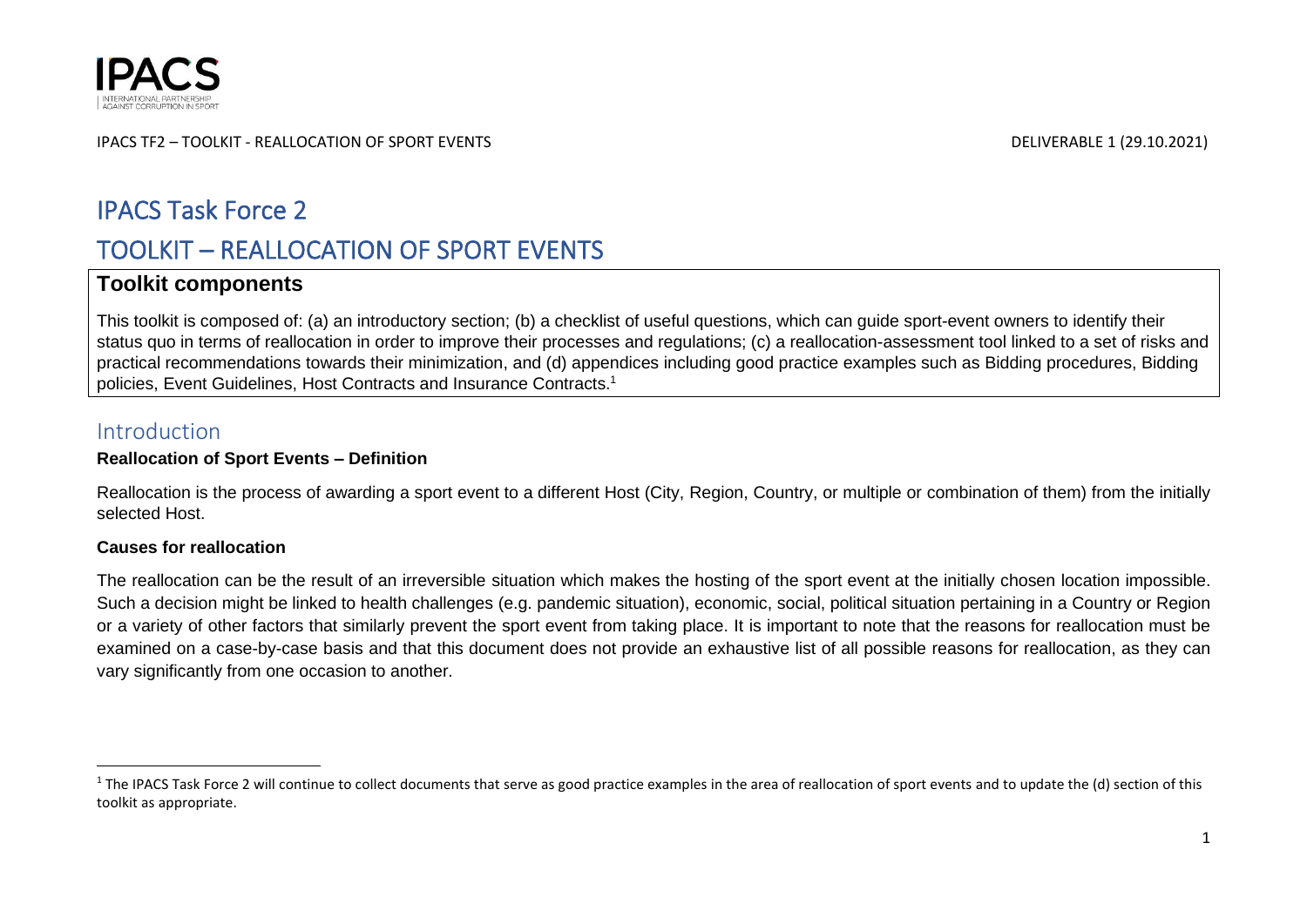# IPACS Task Force 2

# TOOLKIT – REALLOCATION OF SPORT EVENTS

## Toolkit components

This toolkit is composed of: (a) an introductory section; (b) a checklist of useful questions, which can guide sport-event owners to identify their status quo in terms of reallocation in order to improve their processes and regulations; (c) a reallocation-assessment tool linked to a set of risks and practical recommendations towards their minimization, and (d) appendices including good practice examples such as Bidding procedures, Bidding policies, Event Guidelines, Host Contracts and Insurance Contracts.[1]

## Introduction

**Reallocation of Sport Events – Definition**

Reallocation is the process of awarding a sport event to a different Host (City, Region, Country, or multiple or combination of them) from the initially selected Host.

**Causes for reallocation**

The reallocation can be the result of an irreversible situation which makes the hosting of the sport event at the initially chosen location impossible. Such a decision might be linked to health challenges (e.g. pandemic situation), economic, social, political situation pertaining in a Country or Region or a variety of other factors that similarly prevent the sport event from taking place. It is important to note that the reasons for reallocation must be examined on a case-by-case basis and that this document does not provide an exhaustive list of all possible reasons for reallocation, as they can vary significantly from one occasion to another.

---

[1] The IPACS Task Force 2 will continue to collect documents that serve as good practice examples in the area of reallocation of sport events and to update the (d) section of this toolkit as appropriate.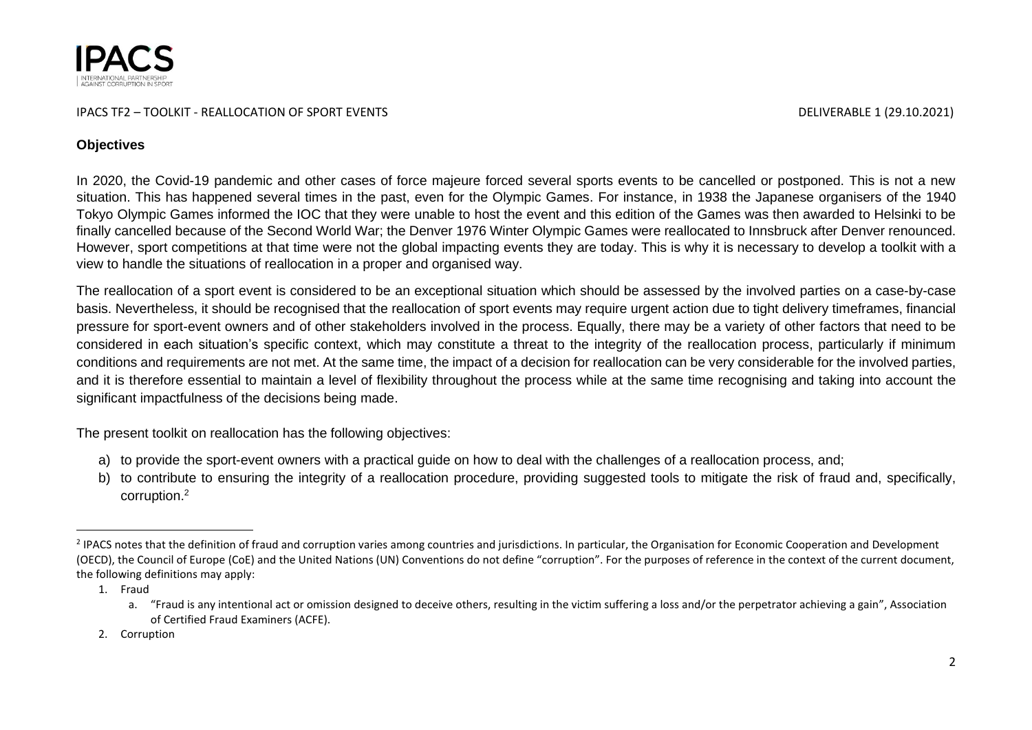## Objectives

In 2020, the Covid-19 pandemic and other cases of force majeure forced several sports events to be cancelled or postponed. This is not a new situation. This has happened several times in the past, even for the Olympic Games. For instance, in 1938 the Japanese organisers of the 1940 Tokyo Olympic Games informed the IOC that they were unable to host the event and this edition of the Games was then awarded to Helsinki to be finally cancelled because of the Second World War; the Denver 1976 Winter Olympic Games were reallocated to Innsbruck after Denver renounced. However, sport competitions at that time were not the global impacting events they are today. This is why it is necessary to develop a toolkit with a view to handle the situations of reallocation in a proper and organised way.

The reallocation of a sport event is considered to be an exceptional situation which should be assessed by the involved parties on a case-by-case basis. Nevertheless, it should be recognised that the reallocation of sport events may require urgent action due to tight delivery timeframes, financial pressure for sport-event owners and of other stakeholders involved in the process. Equally, there may be a variety of other factors that need to be considered in each situation's specific context, which may constitute a threat to the integrity of the reallocation process, particularly if minimum conditions and requirements are not met. At the same time, the impact of a decision for reallocation can be very considerable for the involved parties, and it is therefore essential to maintain a level of flexibility throughout the process while at the same time recognising and taking into account the significant impactfulness of the decisions being made.

The present toolkit on reallocation has the following objectives:

a) to provide the sport-event owners with a practical guide on how to deal with the challenges of a reallocation process, and;
b) to contribute to ensuring the integrity of a reallocation procedure, providing suggested tools to mitigate the risk of fraud and, specifically, corruption.[2]

---

[2] IPACS notes that the definition of fraud and corruption varies among countries and jurisdictions. In particular, the Organisation for Economic Cooperation and Development (OECD), the Council of Europe (CoE) and the United Nations (UN) Conventions do not define "corruption". For the purposes of reference in the context of the current document, the following definitions may apply:

1. Fraud
   a. "Fraud is any intentional act or omission designed to deceive others, resulting in the victim suffering a loss and/or the perpetrator achieving a gain", Association of Certified Fraud Examiners (ACFE).
2. Corruption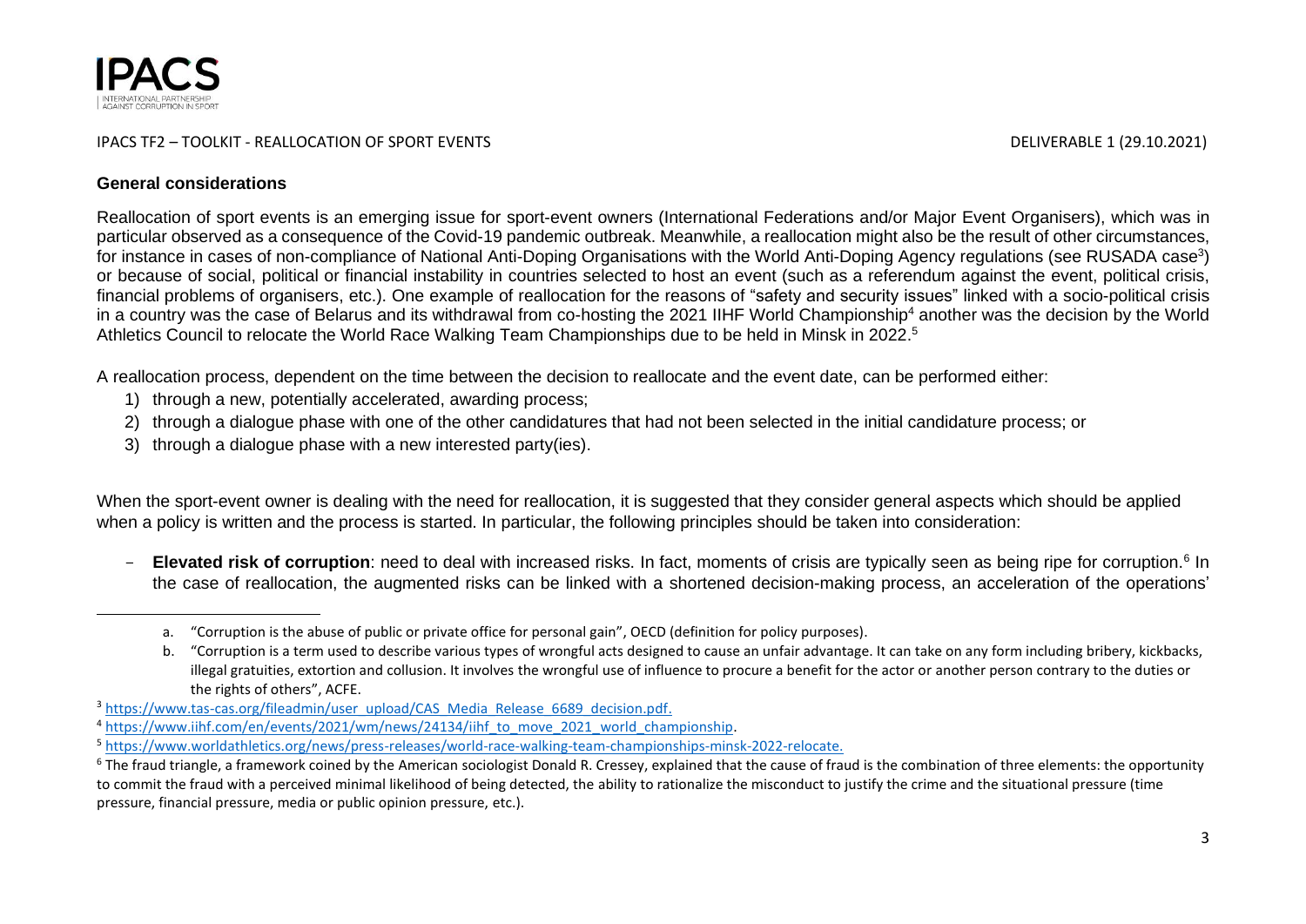## General considerations

Reallocation of sport events is an emerging issue for sport-event owners (International Federations and/or Major Event Organisers), which was in particular observed as a consequence of the Covid-19 pandemic outbreak. Meanwhile, a reallocation might also be the result of other circumstances, for instance in cases of non-compliance of National Anti-Doping Organisations with the World Anti-Doping Agency regulations (see RUSADA case[3]) or because of social, political or financial instability in countries selected to host an event (such as a referendum against the event, political crisis, financial problems of organisers, etc.). One example of reallocation for the reasons of "safety and security issues" linked with a socio-political crisis in a country was the case of Belarus and its withdrawal from co-hosting the 2021 IIHF World Championship[4] another was the decision by the World Athletics Council to relocate the World Race Walking Team Championships due to be held in Minsk in 2022.[5]

A reallocation process, dependent on the time between the decision to reallocate and the event date, can be performed either:

1) through a new, potentially accelerated, awarding process;
2) through a dialogue phase with one of the other candidatures that had not been selected in the initial candidature process; or
3) through a dialogue phase with a new interested party(ies).

When the sport-event owner is dealing with the need for reallocation, it is suggested that they consider general aspects which should be applied when a policy is written and the process is started. In particular, the following principles should be taken into consideration:

- **Elevated risk of corruption**: need to deal with increased risks. In fact, moments of crisis are typically seen as being ripe for corruption.[6] In the case of reallocation, the augmented risks can be linked with a shortened decision-making process, an acceleration of the operations'

---

a. "Corruption is the abuse of public or private office for personal gain", OECD (definition for policy purposes).

b. "Corruption is a term used to describe various types of wrongful acts designed to cause an unfair advantage. It can take on any form including bribery, kickbacks, illegal gratuities, extortion and collusion. It involves the wrongful use of influence to procure a benefit for the actor or another person contrary to the duties or the rights of others", ACFE.

[3] https://www.tas-cas.org/fileadmin/user_upload/CAS_Media_Release_6689_decision.pdf.

[4] https://www.iihf.com/en/events/2021/wm/news/24134/iihf_to_move_2021_world_championship.

[5] https://www.worldathletics.org/news/press-releases/world-race-walking-team-championships-minsk-2022-relocate.

[6] The fraud triangle, a framework coined by the American sociologist Donald R. Cressey, explained that the cause of fraud is the combination of three elements: the opportunity to commit the fraud with a perceived minimal likelihood of being detected, the ability to rationalize the misconduct to justify the crime and the situational pressure (time pressure, financial pressure, media or public opinion pressure, etc.).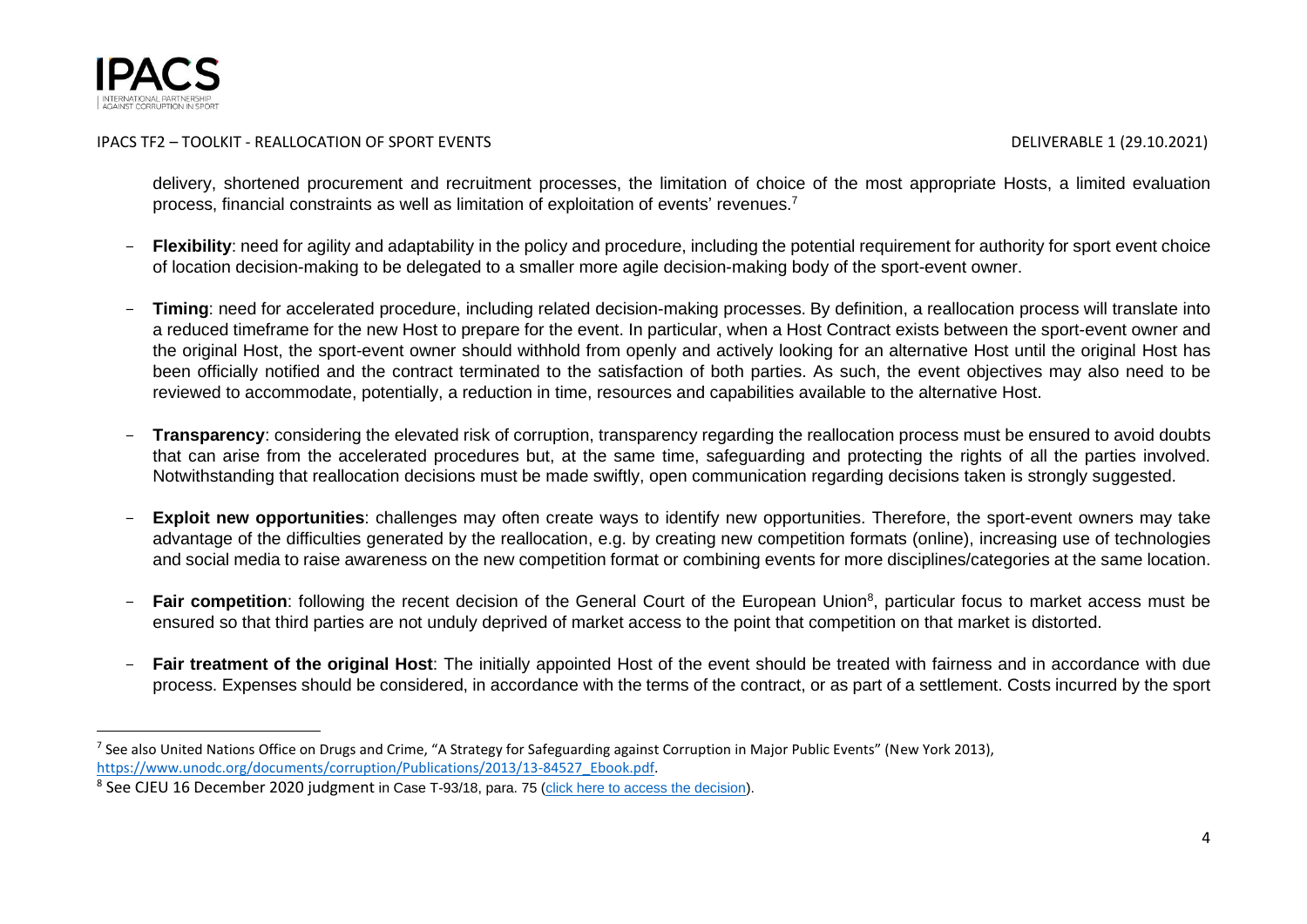delivery, shortened procurement and recruitment processes, the limitation of choice of the most appropriate Hosts, a limited evaluation process, financial constraints as well as limitation of exploitation of events' revenues.[7]

- **Flexibility**: need for agility and adaptability in the policy and procedure, including the potential requirement for authority for sport event choice of location decision-making to be delegated to a smaller more agile decision-making body of the sport-event owner.

- **Timing**: need for accelerated procedure, including related decision-making processes. By definition, a reallocation process will translate into a reduced timeframe for the new Host to prepare for the event. In particular, when a Host Contract exists between the sport-event owner and the original Host, the sport-event owner should withhold from openly and actively looking for an alternative Host until the original Host has been officially notified and the contract terminated to the satisfaction of both parties. As such, the event objectives may also need to be reviewed to accommodate, potentially, a reduction in time, resources and capabilities available to the alternative Host.

- **Transparency**: considering the elevated risk of corruption, transparency regarding the reallocation process must be ensured to avoid doubts that can arise from the accelerated procedures but, at the same time, safeguarding and protecting the rights of all the parties involved. Notwithstanding that reallocation decisions must be made swiftly, open communication regarding decisions taken is strongly suggested.

- **Exploit new opportunities**: challenges may often create ways to identify new opportunities. Therefore, the sport-event owners may take advantage of the difficulties generated by the reallocation, e.g. by creating new competition formats (online), increasing use of technologies and social media to raise awareness on the new competition format or combining events for more disciplines/categories at the same location.

- **Fair competition**: following the recent decision of the General Court of the European Union[8], particular focus to market access must be ensured so that third parties are not unduly deprived of market access to the point that competition on that market is distorted.

- **Fair treatment of the original Host**: The initially appointed Host of the event should be treated with fairness and in accordance with due process. Expenses should be considered, in accordance with the terms of the contract, or as part of a settlement. Costs incurred by the sport

---

[7] See also United Nations Office on Drugs and Crime, "A Strategy for Safeguarding against Corruption in Major Public Events" (New York 2013), https://www.unodc.org/documents/corruption/Publications/2013/13-84527_Ebook.pdf.

[8] See CJEU 16 December 2020 judgment in Case T-93/18, para. 75 (click here to access the decision).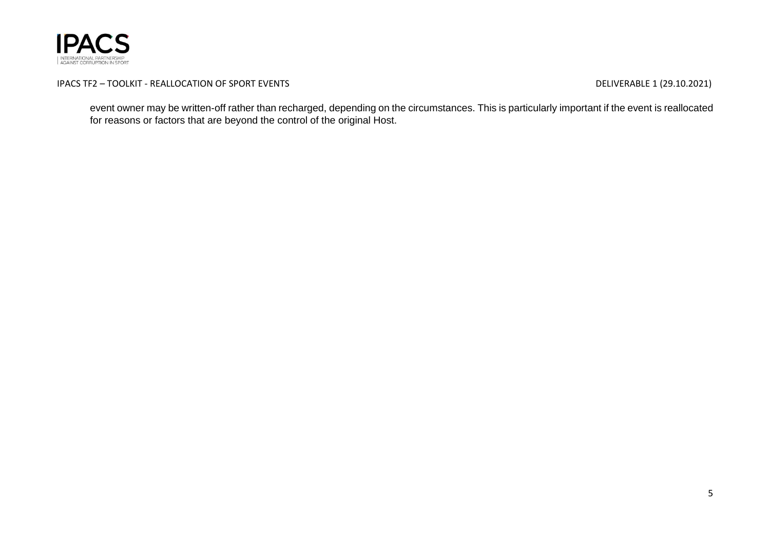event owner may be written-off rather than recharged, depending on the circumstances. This is particularly important if the event is reallocated for reasons or factors that are beyond the control of the original Host.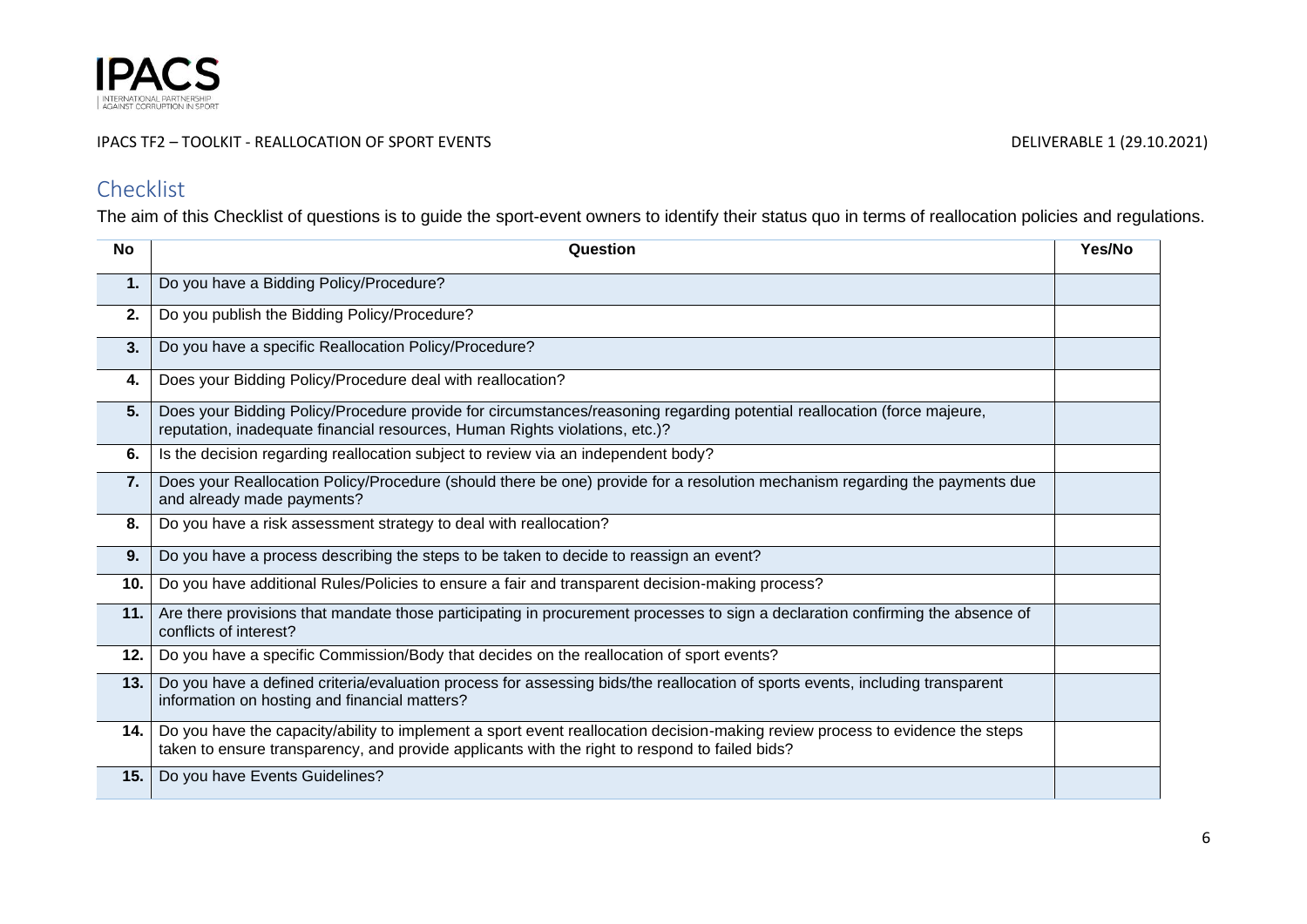## Checklist

The aim of this Checklist of questions is to guide the sport-event owners to identify their status quo in terms of reallocation policies and regulations.

| No | Question | Yes/No |
|---|---|---|
| **1.** | Do you have a Bidding Policy/Procedure? | |
| **2.** | Do you publish the Bidding Policy/Procedure? | |
| **3.** | Do you have a specific Reallocation Policy/Procedure? | |
| **4.** | Does your Bidding Policy/Procedure deal with reallocation? | |
| **5.** | Does your Bidding Policy/Procedure provide for circumstances/reasoning regarding potential reallocation (force majeure, reputation, inadequate financial resources, Human Rights violations, etc.)? | |
| **6.** | Is the decision regarding reallocation subject to review via an independent body? | |
| **7.** | Does your Reallocation Policy/Procedure (should there be one) provide for a resolution mechanism regarding the payments due and already made payments? | |
| **8.** | Do you have a risk assessment strategy to deal with reallocation? | |
| **9.** | Do you have a process describing the steps to be taken to decide to reassign an event? | |
| **10.** | Do you have additional Rules/Policies to ensure a fair and transparent decision-making process? | |
| **11.** | Are there provisions that mandate those participating in procurement processes to sign a declaration confirming the absence of conflicts of interest? | |
| **12.** | Do you have a specific Commission/Body that decides on the reallocation of sport events? | |
| **13.** | Do you have a defined criteria/evaluation process for assessing bids/the reallocation of sports events, including transparent information on hosting and financial matters? | |
| **14.** | Do you have the capacity/ability to implement a sport event reallocation decision-making review process to evidence the steps taken to ensure transparency, and provide applicants with the right to respond to failed bids? | |
| **15.** | Do you have Events Guidelines? | |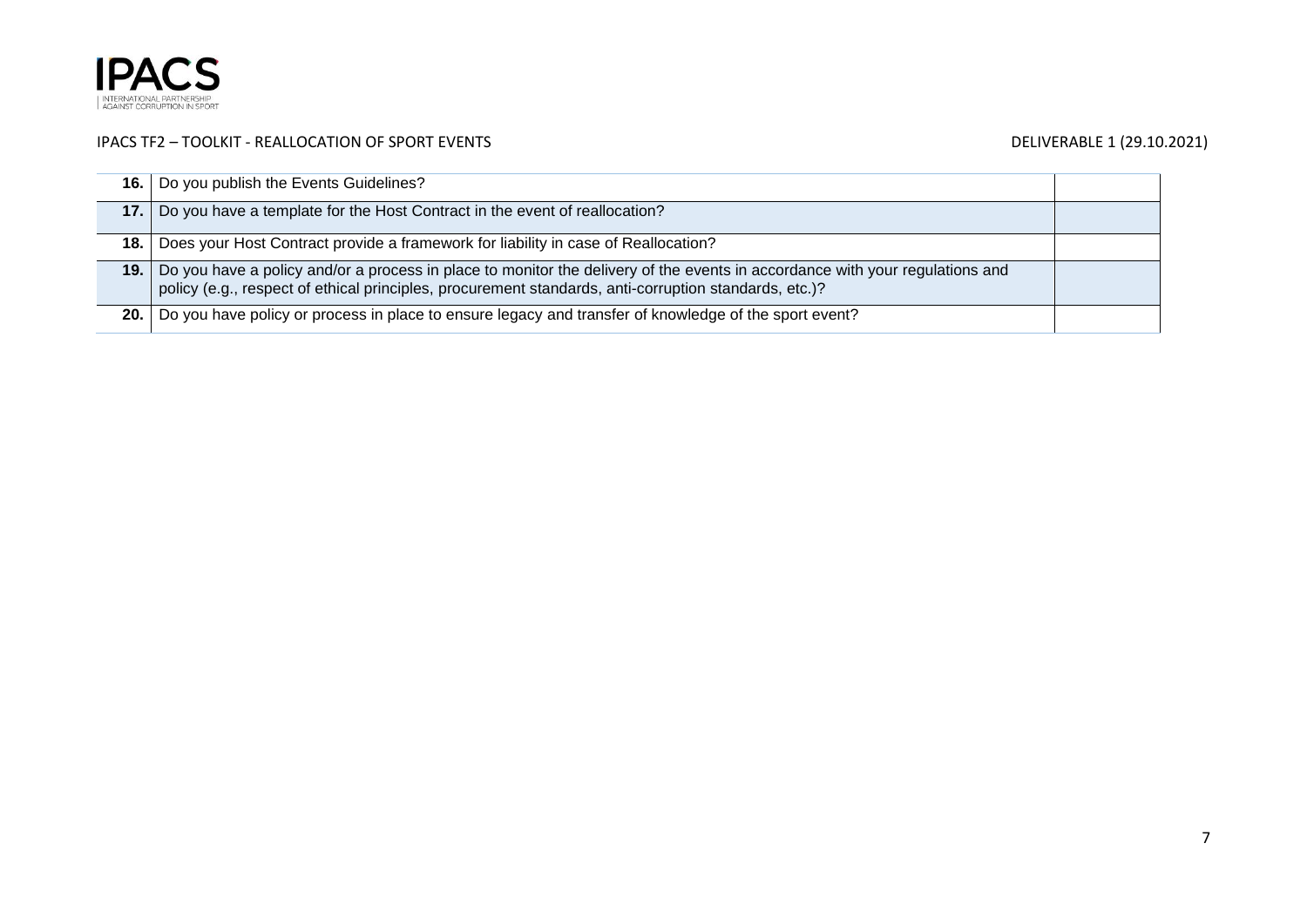| | | |
|---|---|---|
| **16.** | Do you publish the Events Guidelines? | |
| **17.** | Do you have a template for the Host Contract in the event of reallocation? | |
| **18.** | Does your Host Contract provide a framework for liability in case of Reallocation? | |
| **19.** | Do you have a policy and/or a process in place to monitor the delivery of the events in accordance with your regulations and policy (e.g., respect of ethical principles, procurement standards, anti-corruption standards, etc.)? | |
| **20.** | Do you have policy or process in place to ensure legacy and transfer of knowledge of the sport event? | |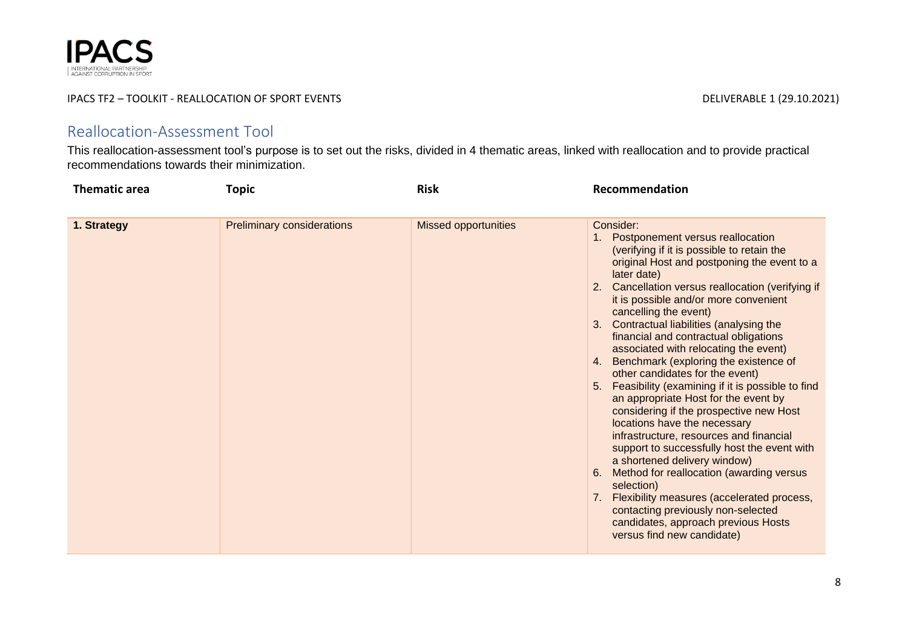## Reallocation-Assessment Tool

This reallocation-assessment tool's purpose is to set out the risks, divided in 4 thematic areas, linked with reallocation and to provide practical recommendations towards their minimization.

| Thematic area | Topic | Risk | Recommendation |
|---|---|---|---|
| **1. Strategy** | Preliminary considerations | Missed opportunities | Consider:<br>1. Postponement versus reallocation (verifying if it is possible to retain the original Host and postponing the event to a later date)<br>2. Cancellation versus reallocation (verifying if it is possible and/or more convenient cancelling the event)<br>3. Contractual liabilities (analysing the financial and contractual obligations associated with relocating the event)<br>4. Benchmark (exploring the existence of other candidates for the event)<br>5. Feasibility (examining if it is possible to find an appropriate Host for the event by considering if the prospective new Host locations have the necessary infrastructure, resources and financial support to successfully host the event with a shortened delivery window)<br>6. Method for reallocation (awarding versus selection)<br>7. Flexibility measures (accelerated process, contacting previously non-selected candidates, approach previous Hosts versus find new candidate) |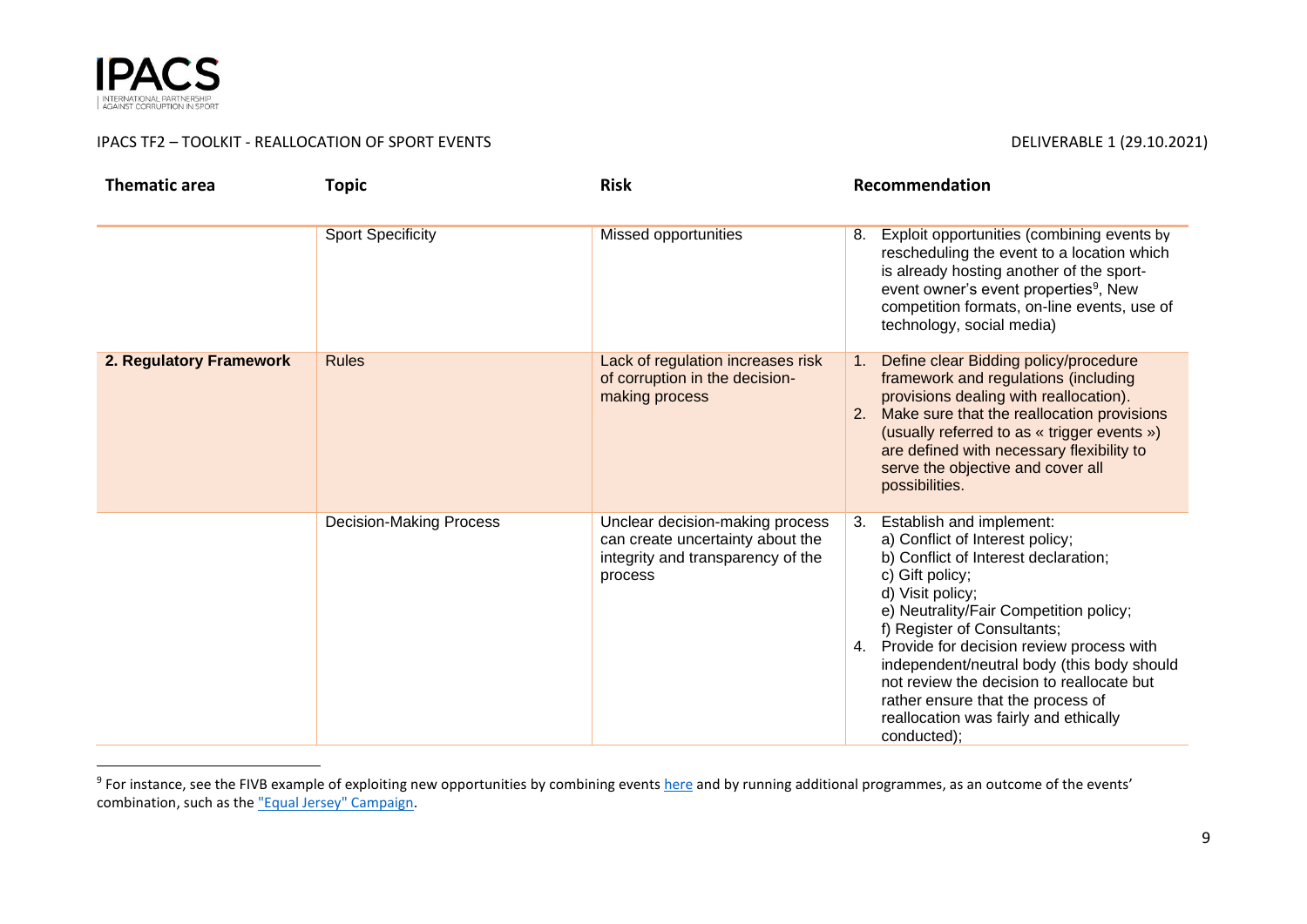| Thematic area | Topic | Risk | Recommendation |
|---|---|---|---|
| | Sport Specificity | Missed opportunities | 8. Exploit opportunities (combining events by rescheduling the event to a location which is already hosting another of the sport-event owner's event properties[9], New competition formats, on-line events, use of technology, social media) |
| **2. Regulatory Framework** | Rules | Lack of regulation increases risk of corruption in the decision-making process | 1. Define clear Bidding policy/procedure framework and regulations (including provisions dealing with reallocation).<br>2. Make sure that the reallocation provisions (usually referred to as « trigger events ») are defined with necessary flexibility to serve the objective and cover all possibilities. |
| | Decision-Making Process | Unclear decision-making process can create uncertainty about the integrity and transparency of the process | 3. Establish and implement:<br>a) Conflict of Interest policy;<br>b) Conflict of Interest declaration;<br>c) Gift policy;<br>d) Visit policy;<br>e) Neutrality/Fair Competition policy;<br>f) Register of Consultants;<br>4. Provide for decision review process with independent/neutral body (this body should not review the decision to reallocate but rather ensure that the process of reallocation was fairly and ethically conducted); |

[9] For instance, see the FIVB example of exploiting new opportunities by combining events here and by running additional programmes, as an outcome of the events' combination, such as the "Equal Jersey" Campaign.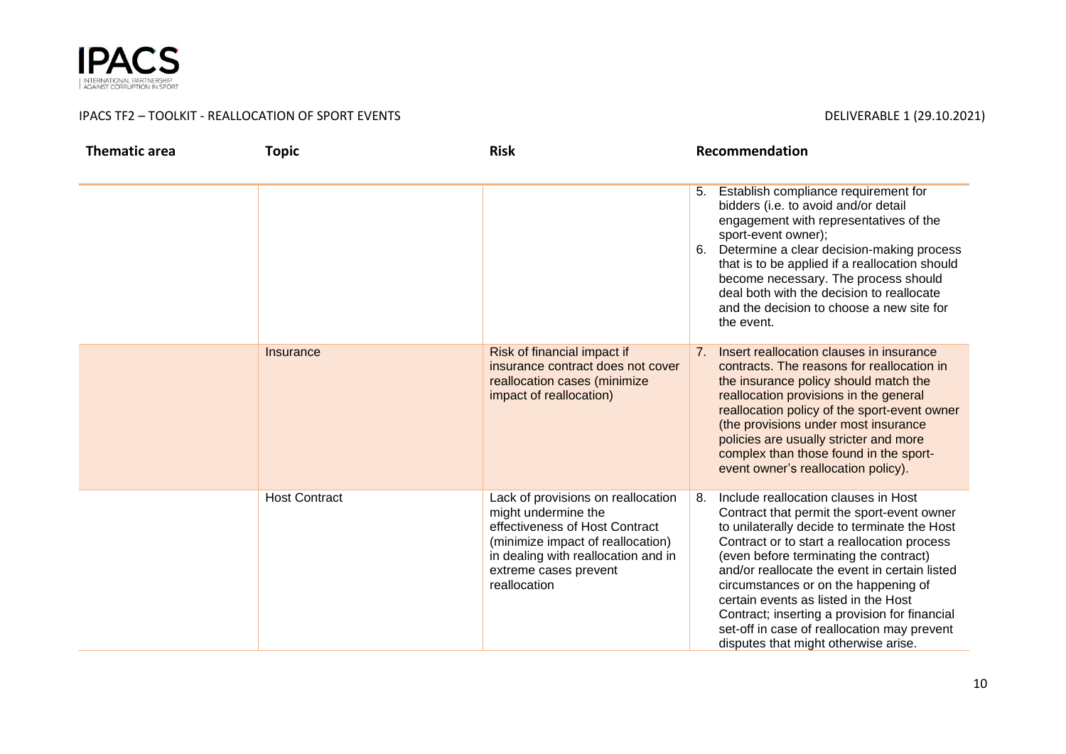| Thematic area | Topic | Risk | Recommendation |
| --- | --- | --- | --- |
| | | | 5. Establish compliance requirement for bidders (i.e. to avoid and/or detail engagement with representatives of the sport-event owner);<br>6. Determine a clear decision-making process that is to be applied if a reallocation should become necessary. The process should deal both with the decision to reallocate and the decision to choose a new site for the event. |
| | Insurance | Risk of financial impact if insurance contract does not cover reallocation cases (minimize impact of reallocation) | 7. Insert reallocation clauses in insurance contracts. The reasons for reallocation in the insurance policy should match the reallocation provisions in the general reallocation policy of the sport-event owner (the provisions under most insurance policies are usually stricter and more complex than those found in the sport-event owner's reallocation policy). |
| | Host Contract | Lack of provisions on reallocation might undermine the effectiveness of Host Contract (minimize impact of reallocation) in dealing with reallocation and in extreme cases prevent reallocation | 8. Include reallocation clauses in Host Contract that permit the sport-event owner to unilaterally decide to terminate the Host Contract or to start a reallocation process (even before terminating the contract) and/or reallocate the event in certain listed circumstances or on the happening of certain events as listed in the Host Contract; inserting a provision for financial set-off in case of reallocation may prevent disputes that might otherwise arise. |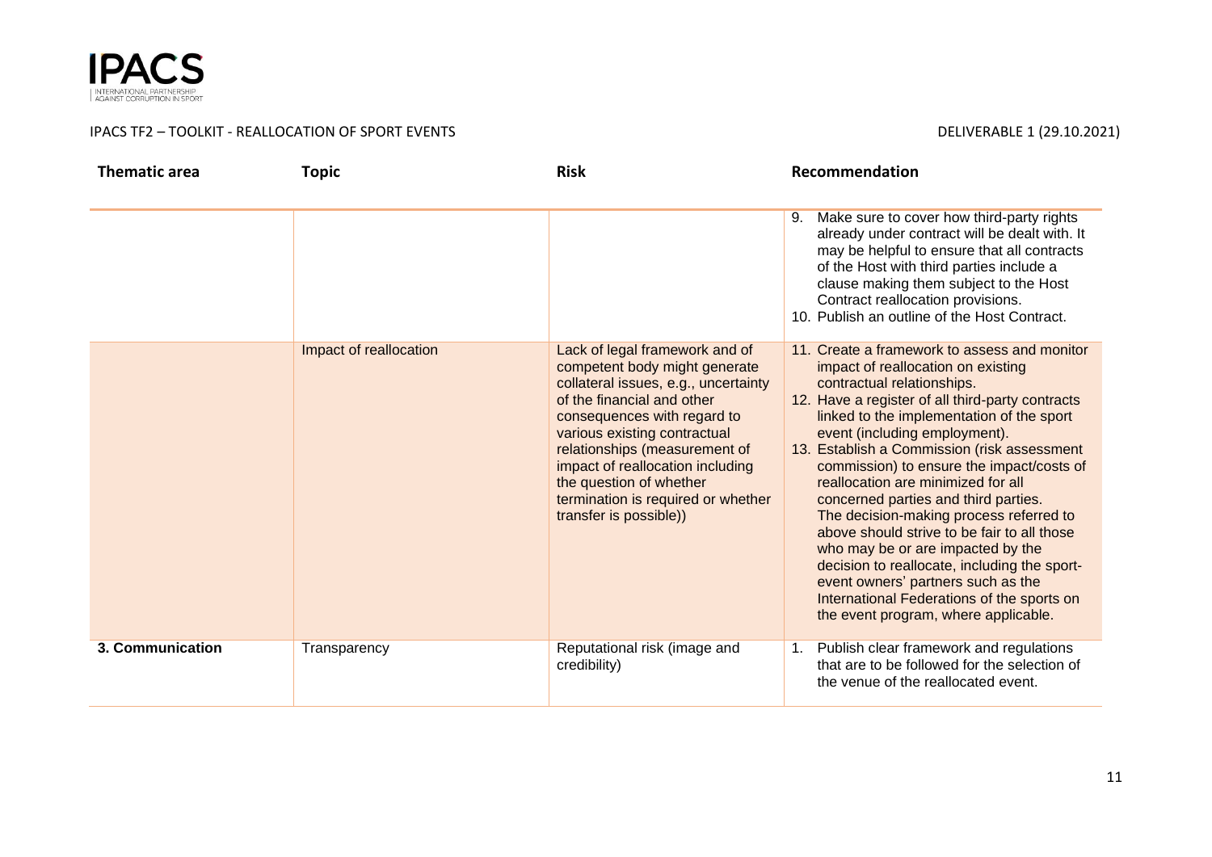| Thematic area | Topic | Risk | Recommendation |
|---|---|---|---|
| | | | 9. Make sure to cover how third-party rights already under contract will be dealt with. It may be helpful to ensure that all contracts of the Host with third parties include a clause making them subject to the Host Contract reallocation provisions.<br>10. Publish an outline of the Host Contract. |
| | Impact of reallocation | Lack of legal framework and of competent body might generate collateral issues, e.g., uncertainty of the financial and other consequences with regard to various existing contractual relationships (measurement of impact of reallocation including the question of whether termination is required or whether transfer is possible)) | 11. Create a framework to assess and monitor impact of reallocation on existing contractual relationships.<br>12. Have a register of all third-party contracts linked to the implementation of the sport event (including employment).<br>13. Establish a Commission (risk assessment commission) to ensure the impact/costs of reallocation are minimized for all concerned parties and third parties. The decision-making process referred to above should strive to be fair to all those who may be or are impacted by the decision to reallocate, including the sport-event owners' partners such as the International Federations of the sports on the event program, where applicable. |
| **3. Communication** | Transparency | Reputational risk (image and credibility) | 1. Publish clear framework and regulations that are to be followed for the selection of the venue of the reallocated event. |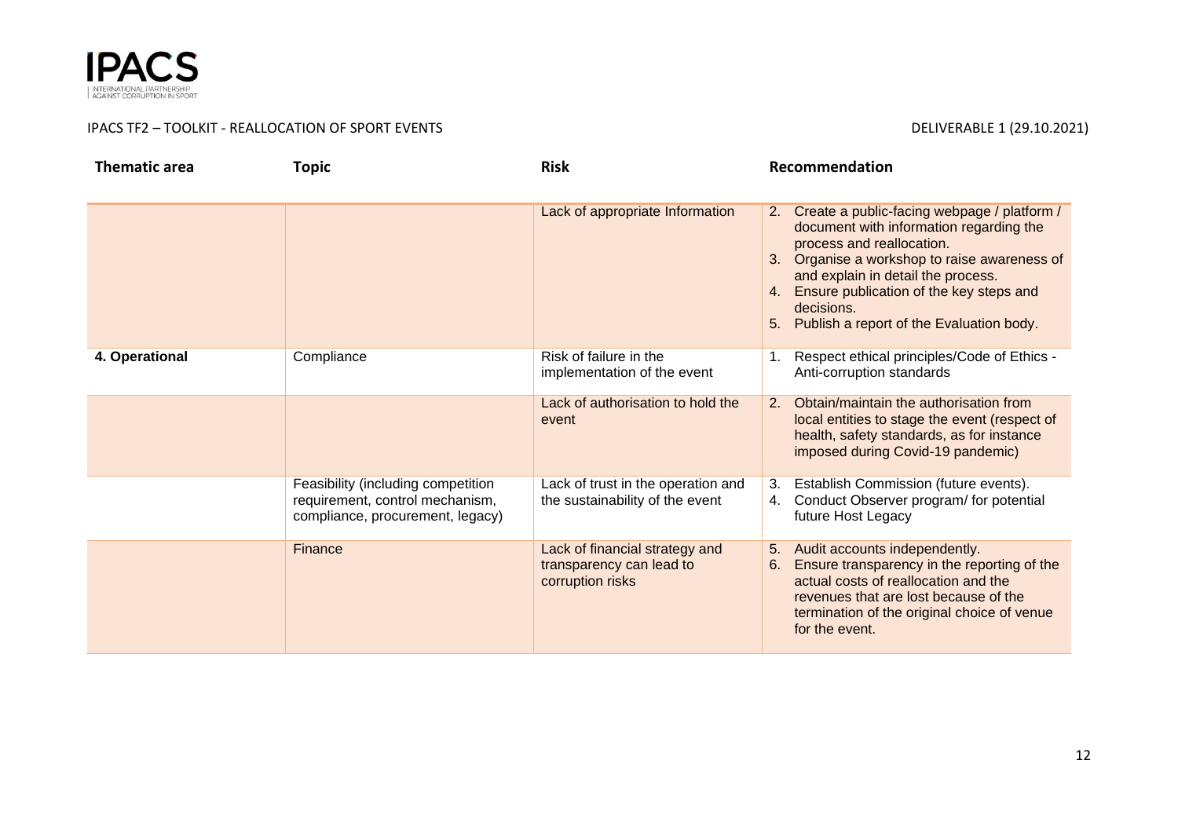| Thematic area | Topic | Risk | Recommendation |
|---|---|---|---|
| | | Lack of appropriate Information | 2. Create a public-facing webpage / platform / document with information regarding the process and reallocation.<br>3. Organise a workshop to raise awareness of and explain in detail the process.<br>4. Ensure publication of the key steps and decisions.<br>5. Publish a report of the Evaluation body. |
| **4. Operational** | Compliance | Risk of failure in the implementation of the event | 1. Respect ethical principles/Code of Ethics - Anti-corruption standards |
| | | Lack of authorisation to hold the event | 2. Obtain/maintain the authorisation from local entities to stage the event (respect of health, safety standards, as for instance imposed during Covid-19 pandemic) |
| | Feasibility (including competition requirement, control mechanism, compliance, procurement, legacy) | Lack of trust in the operation and the sustainability of the event | 3. Establish Commission (future events).<br>4. Conduct Observer program/ for potential future Host Legacy |
| | Finance | Lack of financial strategy and transparency can lead to corruption risks | 5. Audit accounts independently.<br>6. Ensure transparency in the reporting of the actual costs of reallocation and the revenues that are lost because of the termination of the original choice of venue for the event. |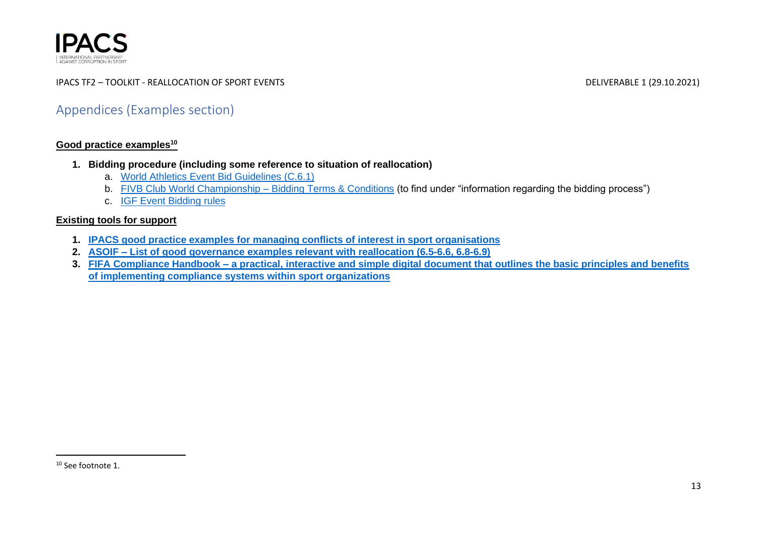# Appendices (Examples section)

**Good practice examples[10]**

1. **Bidding procedure (including some reference to situation of reallocation)**
   a. World Athletics Event Bid Guidelines (C.6.1)
   b. FIVB Club World Championship – Bidding Terms & Conditions (to find under "information regarding the bidding process")
   c. IGF Event Bidding rules

**Existing tools for support**

1. **IPACS good practice examples for managing conflicts of interest in sport organisations**
2. **ASOIF – List of good governance examples relevant with reallocation (6.5-6.6, 6.8-6.9)**
3. **FIFA Compliance Handbook – a practical, interactive and simple digital document that outlines the basic principles and benefits of implementing compliance systems within sport organizations**

[10] See footnote 1.